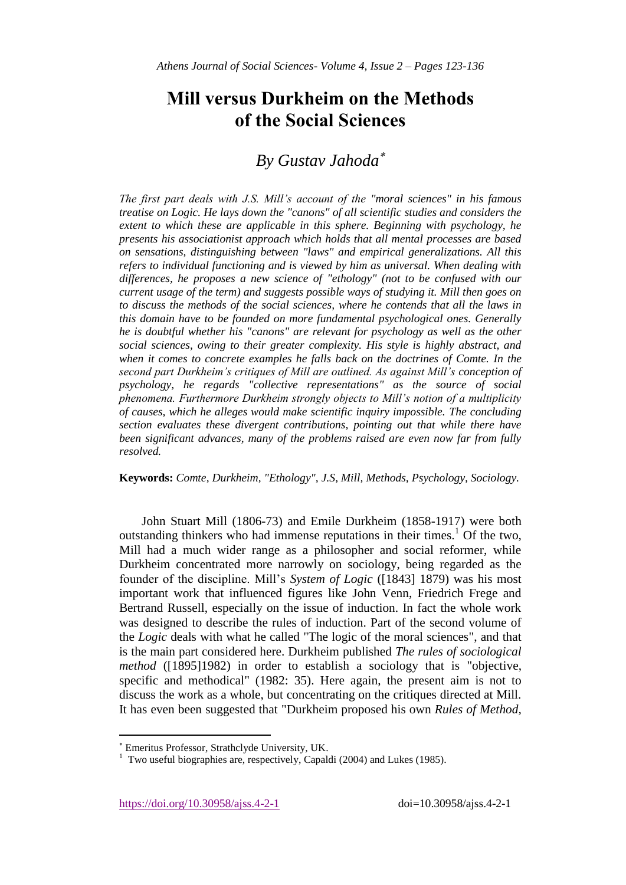# Mill versus Durkheim on the Methods of the Social Sciences

## *By Gustav Jahoda*[*]

*The first part deals with J.S. Mill's account of the "moral sciences" in his famous treatise on Logic. He lays down the "canons" of all scientific studies and considers the extent to which these are applicable in this sphere. Beginning with psychology, he presents his associationist approach which holds that all mental processes are based on sensations, distinguishing between "laws" and empirical generalizations. All this refers to individual functioning and is viewed by him as universal. When dealing with differences, he proposes a new science of "ethology" (not to be confused with our current usage of the term) and suggests possible ways of studying it. Mill then goes on to discuss the methods of the social sciences, where he contends that all the laws in this domain have to be founded on more fundamental psychological ones. Generally he is doubtful whether his "canons" are relevant for psychology as well as the other social sciences, owing to their greater complexity. His style is highly abstract, and when it comes to concrete examples he falls back on the doctrines of Comte. In the second part Durkheim's critiques of Mill are outlined. As against Mill's conception of psychology, he regards "collective representations" as the source of social phenomena. Furthermore Durkheim strongly objects to Mill's notion of a multiplicity of causes, which he alleges would make scientific inquiry impossible. The concluding section evaluates these divergent contributions, pointing out that while there have been significant advances, many of the problems raised are even now far from fully resolved.*

**Keywords:** *Comte, Durkheim, "Ethology", J.S, Mill, Methods, Psychology, Sociology.*

John Stuart Mill (1806-73) and Emile Durkheim (1858-1917) were both outstanding thinkers who had immense reputations in their times.[1] Of the two, Mill had a much wider range as a philosopher and social reformer, while Durkheim concentrated more narrowly on sociology, being regarded as the founder of the discipline. Mill's *System of Logic* ([1843] 1879) was his most important work that influenced figures like John Venn, Friedrich Frege and Bertrand Russell, especially on the issue of induction. In fact the whole work was designed to describe the rules of induction. Part of the second volume of the *Logic* deals with what he called "The logic of the moral sciences", and that is the main part considered here. Durkheim published *The rules of sociological method* ([1895]1982) in order to establish a sociology that is "objective, specific and methodical" (1982: 35). Here again, the present aim is not to discuss the work as a whole, but concentrating on the critiques directed at Mill. It has even been suggested that "Durkheim proposed his own *Rules of Method*,

---

[*] Emeritus Professor, Strathclyde University, UK.

[1] Two useful biographies are, respectively, Capaldi (2004) and Lukes (1985).

https://doi.org/10.30958/ajss.4-2-1 doi=10.30958/ajss.4-2-1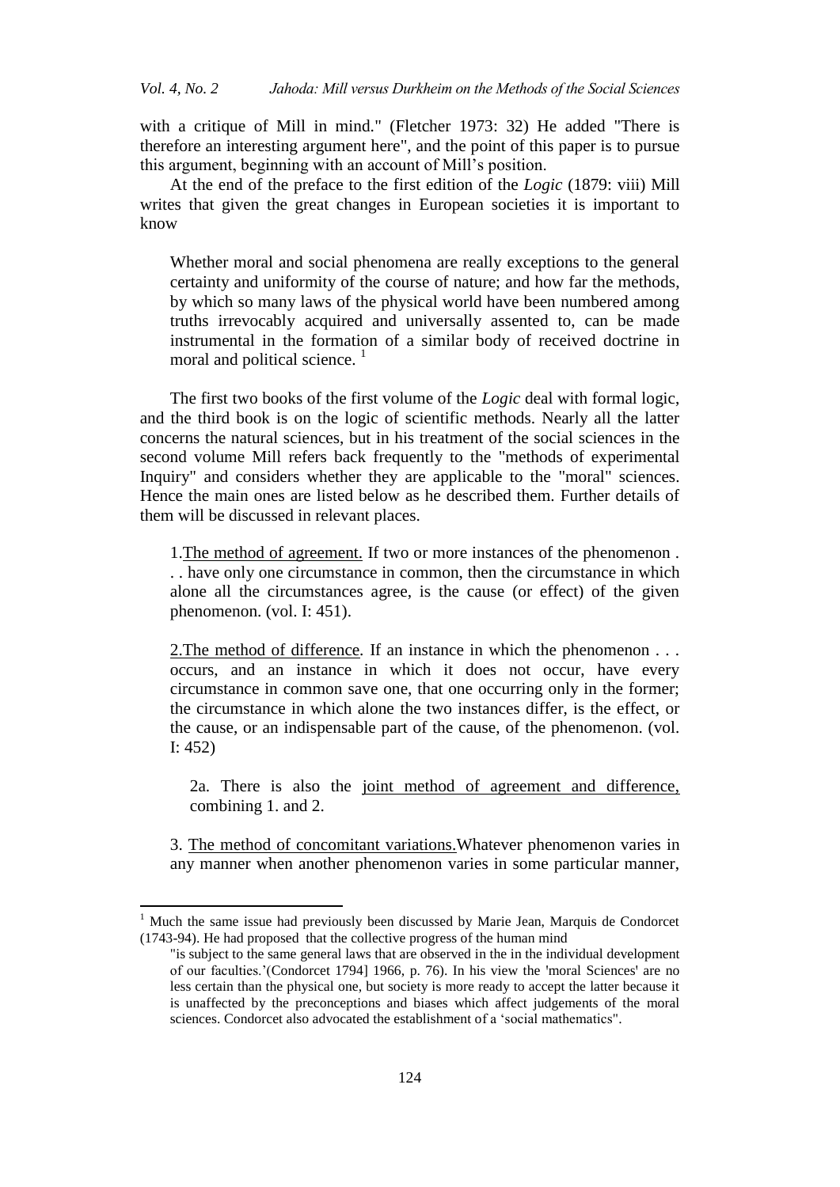with a critique of Mill in mind." (Fletcher 1973: 32) He added "There is therefore an interesting argument here", and the point of this paper is to pursue this argument, beginning with an account of Mill's position.

At the end of the preface to the first edition of the *Logic* (1879: viii) Mill writes that given the great changes in European societies it is important to know

> Whether moral and social phenomena are really exceptions to the general certainty and uniformity of the course of nature; and how far the methods, by which so many laws of the physical world have been numbered among truths irrevocably acquired and universally assented to, can be made instrumental in the formation of a similar body of received doctrine in moral and political science. [1]

The first two books of the first volume of the *Logic* deal with formal logic, and the third book is on the logic of scientific methods. Nearly all the latter concerns the natural sciences, but in his treatment of the social sciences in the second volume Mill refers back frequently to the "methods of experimental Inquiry" and considers whether they are applicable to the "moral" sciences. Hence the main ones are listed below as he described them. Further details of them will be discussed in relevant places.

> 1. The method of agreement. If two or more instances of the phenomenon . . . have only one circumstance in common, then the circumstance in which alone all the circumstances agree, is the cause (or effect) of the given phenomenon. (vol. I: 451).
>
> 2. The method of difference. If an instance in which the phenomenon . . . occurs, and an instance in which it does not occur, have every circumstance in common save one, that one occurring only in the former; the circumstance in which alone the two instances differ, is the effect, or the cause, or an indispensable part of the cause, of the phenomenon. (vol. I: 452)
>
> > 2a. There is also the joint method of agreement and difference, combining 1. and 2.
>
> 3. The method of concomitant variations. Whatever phenomenon varies in any manner when another phenomenon varies in some particular manner,

---

[1] Much the same issue had previously been discussed by Marie Jean, Marquis de Condorcet (1743-94). He had proposed that the collective progress of the human mind

> "is subject to the same general laws that are observed in the in the individual development of our faculties.'(Condorcet 1794] 1966, p. 76). In his view the 'moral Sciences' are no less certain than the physical one, but society is more ready to accept the latter because it is unaffected by the preconceptions and biases which affect judgements of the moral sciences. Condorcet also advocated the establishment of a 'social mathematics".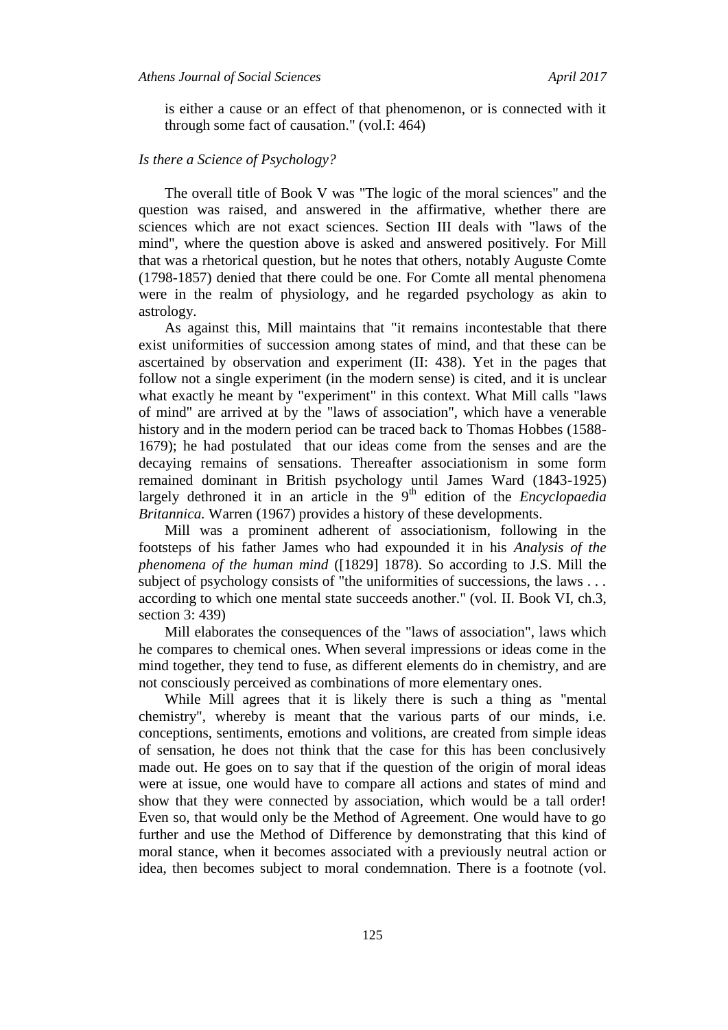is either a cause or an effect of that phenomenon, or is connected with it through some fact of causation." (vol.I: 464)

### *Is there a Science of Psychology?*

The overall title of Book V was "The logic of the moral sciences" and the question was raised, and answered in the affirmative, whether there are sciences which are not exact sciences. Section III deals with "laws of the mind", where the question above is asked and answered positively. For Mill that was a rhetorical question, but he notes that others, notably Auguste Comte (1798-1857) denied that there could be one. For Comte all mental phenomena were in the realm of physiology, and he regarded psychology as akin to astrology.

As against this, Mill maintains that "it remains incontestable that there exist uniformities of succession among states of mind, and that these can be ascertained by observation and experiment (II: 438). Yet in the pages that follow not a single experiment (in the modern sense) is cited, and it is unclear what exactly he meant by "experiment" in this context. What Mill calls "laws of mind" are arrived at by the "laws of association", which have a venerable history and in the modern period can be traced back to Thomas Hobbes (1588-1679); he had postulated that our ideas come from the senses and are the decaying remains of sensations. Thereafter associationism in some form remained dominant in British psychology until James Ward (1843-1925) largely dethroned it in an article in the 9th edition of the *Encyclopaedia Britannica.* Warren (1967) provides a history of these developments.

Mill was a prominent adherent of associationism, following in the footsteps of his father James who had expounded it in his *Analysis of the phenomena of the human mind* ([1829] 1878). So according to J.S. Mill the subject of psychology consists of "the uniformities of successions, the laws . . . according to which one mental state succeeds another." (vol. II. Book VI, ch.3, section 3: 439)

Mill elaborates the consequences of the "laws of association", laws which he compares to chemical ones. When several impressions or ideas come in the mind together, they tend to fuse, as different elements do in chemistry, and are not consciously perceived as combinations of more elementary ones.

While Mill agrees that it is likely there is such a thing as "mental chemistry", whereby is meant that the various parts of our minds, i.e. conceptions, sentiments, emotions and volitions, are created from simple ideas of sensation, he does not think that the case for this has been conclusively made out. He goes on to say that if the question of the origin of moral ideas were at issue, one would have to compare all actions and states of mind and show that they were connected by association, which would be a tall order! Even so, that would only be the Method of Agreement. One would have to go further and use the Method of Difference by demonstrating that this kind of moral stance, when it becomes associated with a previously neutral action or idea, then becomes subject to moral condemnation. There is a footnote (vol.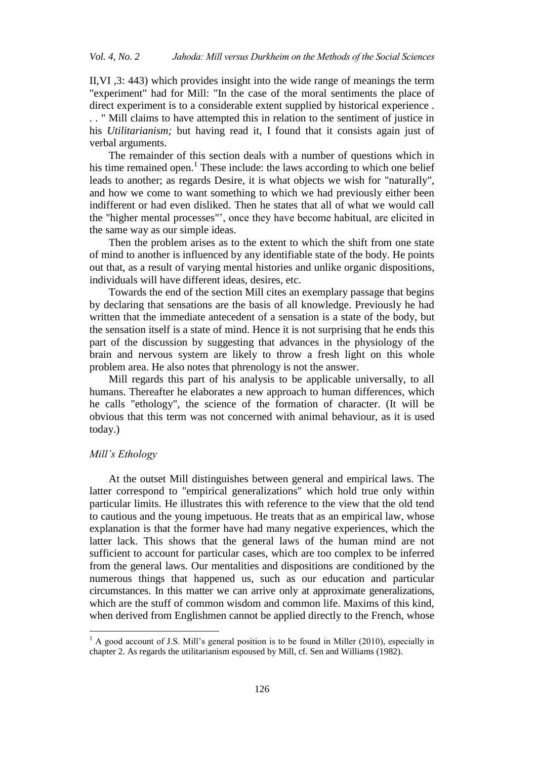II,VI ,3: 443) which provides insight into the wide range of meanings the term "experiment" had for Mill: "In the case of the moral sentiments the place of direct experiment is to a considerable extent supplied by historical experience . . . " Mill claims to have attempted this in relation to the sentiment of justice in his *Utilitarianism;* but having read it, I found that it consists again just of verbal arguments.

The remainder of this section deals with a number of questions which in his time remained open.[1] These include: the laws according to which one belief leads to another; as regards Desire, it is what objects we wish for "naturally", and how we come to want something to which we had previously either been indifferent or had even disliked. Then he states that all of what we would call the "higher mental processes"', once they have become habitual, are elicited in the same way as our simple ideas.

Then the problem arises as to the extent to which the shift from one state of mind to another is influenced by any identifiable state of the body. He points out that, as a result of varying mental histories and unlike organic dispositions, individuals will have different ideas, desires, etc.

Towards the end of the section Mill cites an exemplary passage that begins by declaring that sensations are the basis of all knowledge. Previously he had written that the immediate antecedent of a sensation is a state of the body, but the sensation itself is a state of mind. Hence it is not surprising that he ends this part of the discussion by suggesting that advances in the physiology of the brain and nervous system are likely to throw a fresh light on this whole problem area. He also notes that phrenology is not the answer.

Mill regards this part of his analysis to be applicable universally, to all humans. Thereafter he elaborates a new approach to human differences, which he calls "ethology", the science of the formation of character. (It will be obvious that this term was not concerned with animal behaviour, as it is used today.)

### *Mill's Ethology*

At the outset Mill distinguishes between general and empirical laws. The latter correspond to "empirical generalizations" which hold true only within particular limits. He illustrates this with reference to the view that the old tend to cautious and the young impetuous. He treats that as an empirical law, whose explanation is that the former have had many negative experiences, which the latter lack. This shows that the general laws of the human mind are not sufficient to account for particular cases, which are too complex to be inferred from the general laws. Our mentalities and dispositions are conditioned by the numerous things that happened us, such as our education and particular circumstances. In this matter we can arrive only at approximate generalizations, which are the stuff of common wisdom and common life. Maxims of this kind, when derived from Englishmen cannot be applied directly to the French, whose

[1] A good account of J.S. Mill's general position is to be found in Miller (2010), especially in chapter 2. As regards the utilitarianism espoused by Mill, cf. Sen and Williams (1982).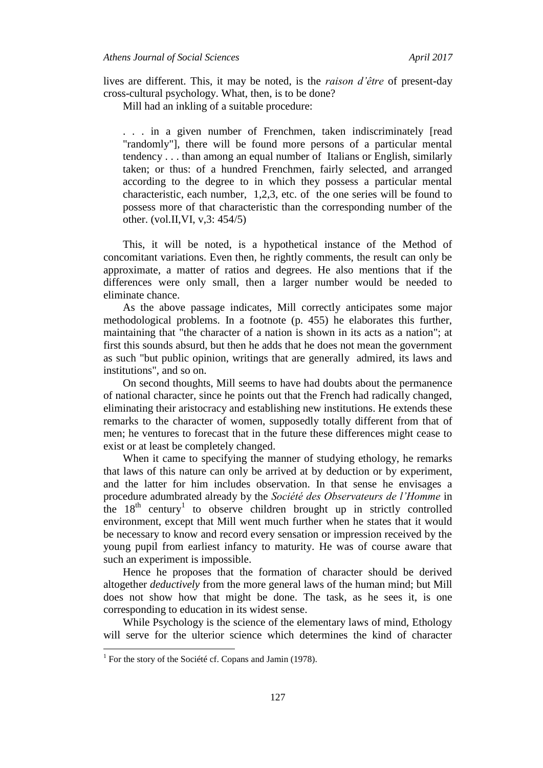lives are different. This, it may be noted, is the *raison d'être* of present-day cross-cultural psychology. What, then, is to be done?

Mill had an inkling of a suitable procedure:

> . . . in a given number of Frenchmen, taken indiscriminately [read "randomly"], there will be found more persons of a particular mental tendency . . . than among an equal number of Italians or English, similarly taken; or thus: of a hundred Frenchmen, fairly selected, and arranged according to the degree to in which they possess a particular mental characteristic, each number, 1,2,3, etc. of the one series will be found to possess more of that characteristic than the corresponding number of the other. (vol.II,VI, v,3: 454/5)

This, it will be noted, is a hypothetical instance of the Method of concomitant variations. Even then, he rightly comments, the result can only be approximate, a matter of ratios and degrees. He also mentions that if the differences were only small, then a larger number would be needed to eliminate chance.

As the above passage indicates, Mill correctly anticipates some major methodological problems. In a footnote (p. 455) he elaborates this further, maintaining that "the character of a nation is shown in its acts as a nation"; at first this sounds absurd, but then he adds that he does not mean the government as such "but public opinion, writings that are generally admired, its laws and institutions", and so on.

On second thoughts, Mill seems to have had doubts about the permanence of national character, since he points out that the French had radically changed, eliminating their aristocracy and establishing new institutions. He extends these remarks to the character of women, supposedly totally different from that of men; he ventures to forecast that in the future these differences might cease to exist or at least be completely changed.

When it came to specifying the manner of studying ethology, he remarks that laws of this nature can only be arrived at by deduction or by experiment, and the latter for him includes observation. In that sense he envisages a procedure adumbrated already by the *Société des Observateurs de l'Homme* in the 18th century[1] to observe children brought up in strictly controlled environment, except that Mill went much further when he states that it would be necessary to know and record every sensation or impression received by the young pupil from earliest infancy to maturity. He was of course aware that such an experiment is impossible.

Hence he proposes that the formation of character should be derived altogether *deductively* from the more general laws of the human mind; but Mill does not show how that might be done. The task, as he sees it, is one corresponding to education in its widest sense.

While Psychology is the science of the elementary laws of mind, Ethology will serve for the ulterior science which determines the kind of character

[1] For the story of the Société cf. Copans and Jamin (1978).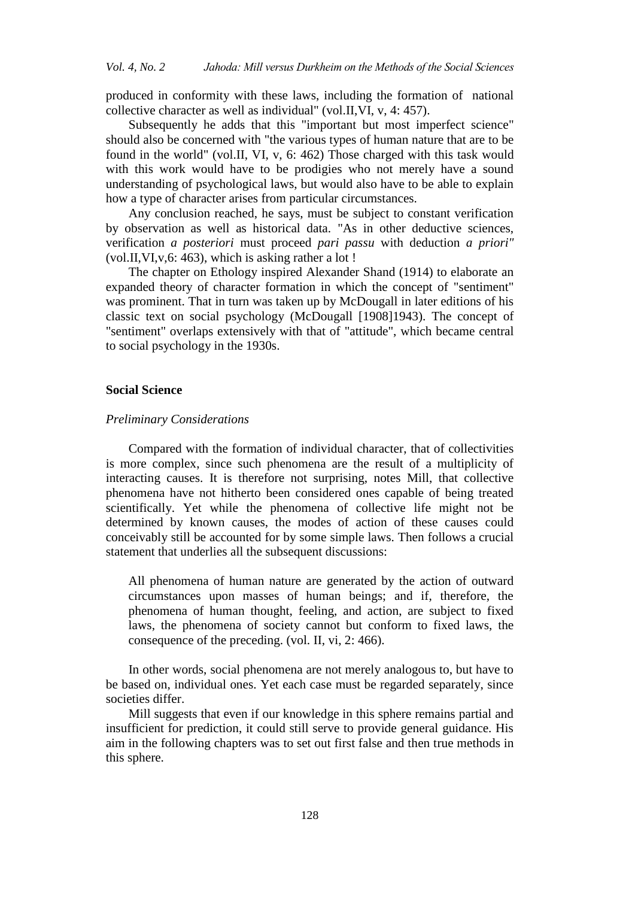produced in conformity with these laws, including the formation of national collective character as well as individual" (vol.II,VI, v, 4: 457).

Subsequently he adds that this "important but most imperfect science" should also be concerned with "the various types of human nature that are to be found in the world" (vol.II, VI, v, 6: 462) Those charged with this task would with this work would have to be prodigies who not merely have a sound understanding of psychological laws, but would also have to be able to explain how a type of character arises from particular circumstances.

Any conclusion reached, he says, must be subject to constant verification by observation as well as historical data. "As in other deductive sciences, verification *a posteriori* must proceed *pari passu* with deduction *a priori"* (vol.II,VI,v,6: 463), which is asking rather a lot !

The chapter on Ethology inspired Alexander Shand (1914) to elaborate an expanded theory of character formation in which the concept of "sentiment" was prominent. That in turn was taken up by McDougall in later editions of his classic text on social psychology (McDougall [1908]1943). The concept of "sentiment" overlaps extensively with that of "attitude", which became central to social psychology in the 1930s.

## Social Science

### *Preliminary Considerations*

Compared with the formation of individual character, that of collectivities is more complex, since such phenomena are the result of a multiplicity of interacting causes. It is therefore not surprising, notes Mill, that collective phenomena have not hitherto been considered ones capable of being treated scientifically. Yet while the phenomena of collective life might not be determined by known causes, the modes of action of these causes could conceivably still be accounted for by some simple laws. Then follows a crucial statement that underlies all the subsequent discussions:

> All phenomena of human nature are generated by the action of outward circumstances upon masses of human beings; and if, therefore, the phenomena of human thought, feeling, and action, are subject to fixed laws, the phenomena of society cannot but conform to fixed laws, the consequence of the preceding. (vol. II, vi, 2: 466).

In other words, social phenomena are not merely analogous to, but have to be based on, individual ones. Yet each case must be regarded separately, since societies differ.

Mill suggests that even if our knowledge in this sphere remains partial and insufficient for prediction, it could still serve to provide general guidance. His aim in the following chapters was to set out first false and then true methods in this sphere.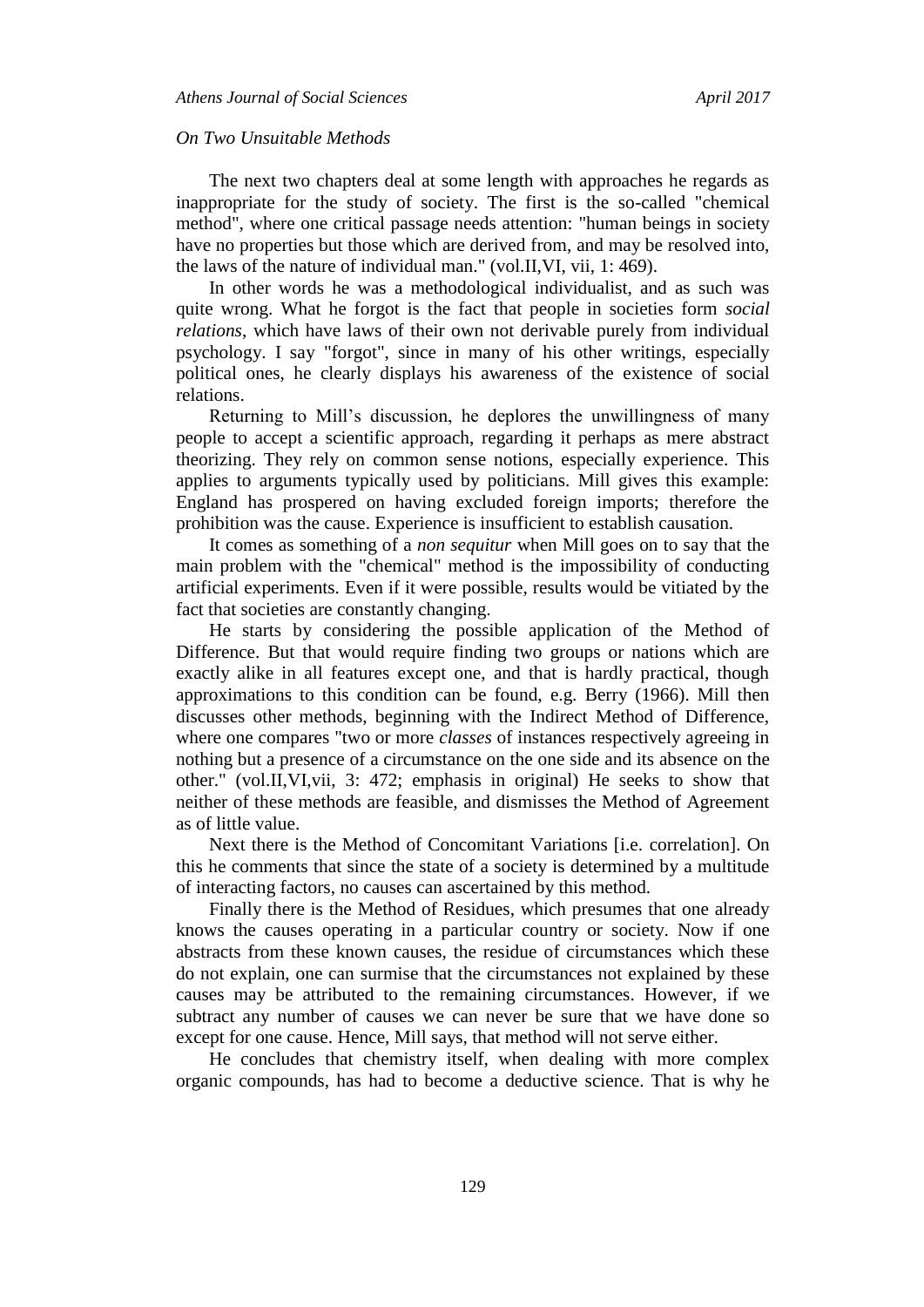*On Two Unsuitable Methods*

The next two chapters deal at some length with approaches he regards as inappropriate for the study of society. The first is the so-called "chemical method", where one critical passage needs attention: "human beings in society have no properties but those which are derived from, and may be resolved into, the laws of the nature of individual man." (vol.II,VI, vii, 1: 469).

In other words he was a methodological individualist, and as such was quite wrong. What he forgot is the fact that people in societies form *social relations*, which have laws of their own not derivable purely from individual psychology. I say "forgot", since in many of his other writings, especially political ones, he clearly displays his awareness of the existence of social relations.

Returning to Mill's discussion, he deplores the unwillingness of many people to accept a scientific approach, regarding it perhaps as mere abstract theorizing. They rely on common sense notions, especially experience. This applies to arguments typically used by politicians. Mill gives this example: England has prospered on having excluded foreign imports; therefore the prohibition was the cause. Experience is insufficient to establish causation.

It comes as something of a *non sequitur* when Mill goes on to say that the main problem with the "chemical" method is the impossibility of conducting artificial experiments. Even if it were possible, results would be vitiated by the fact that societies are constantly changing.

He starts by considering the possible application of the Method of Difference. But that would require finding two groups or nations which are exactly alike in all features except one, and that is hardly practical, though approximations to this condition can be found, e.g. Berry (1966). Mill then discusses other methods, beginning with the Indirect Method of Difference, where one compares "two or more *classes* of instances respectively agreeing in nothing but a presence of a circumstance on the one side and its absence on the other." (vol.II,VI,vii, 3: 472; emphasis in original) He seeks to show that neither of these methods are feasible, and dismisses the Method of Agreement as of little value.

Next there is the Method of Concomitant Variations [i.e. correlation]. On this he comments that since the state of a society is determined by a multitude of interacting factors, no causes can ascertained by this method.

Finally there is the Method of Residues, which presumes that one already knows the causes operating in a particular country or society. Now if one abstracts from these known causes, the residue of circumstances which these do not explain, one can surmise that the circumstances not explained by these causes may be attributed to the remaining circumstances. However, if we subtract any number of causes we can never be sure that we have done so except for one cause. Hence, Mill says, that method will not serve either.

He concludes that chemistry itself, when dealing with more complex organic compounds, has had to become a deductive science. That is why he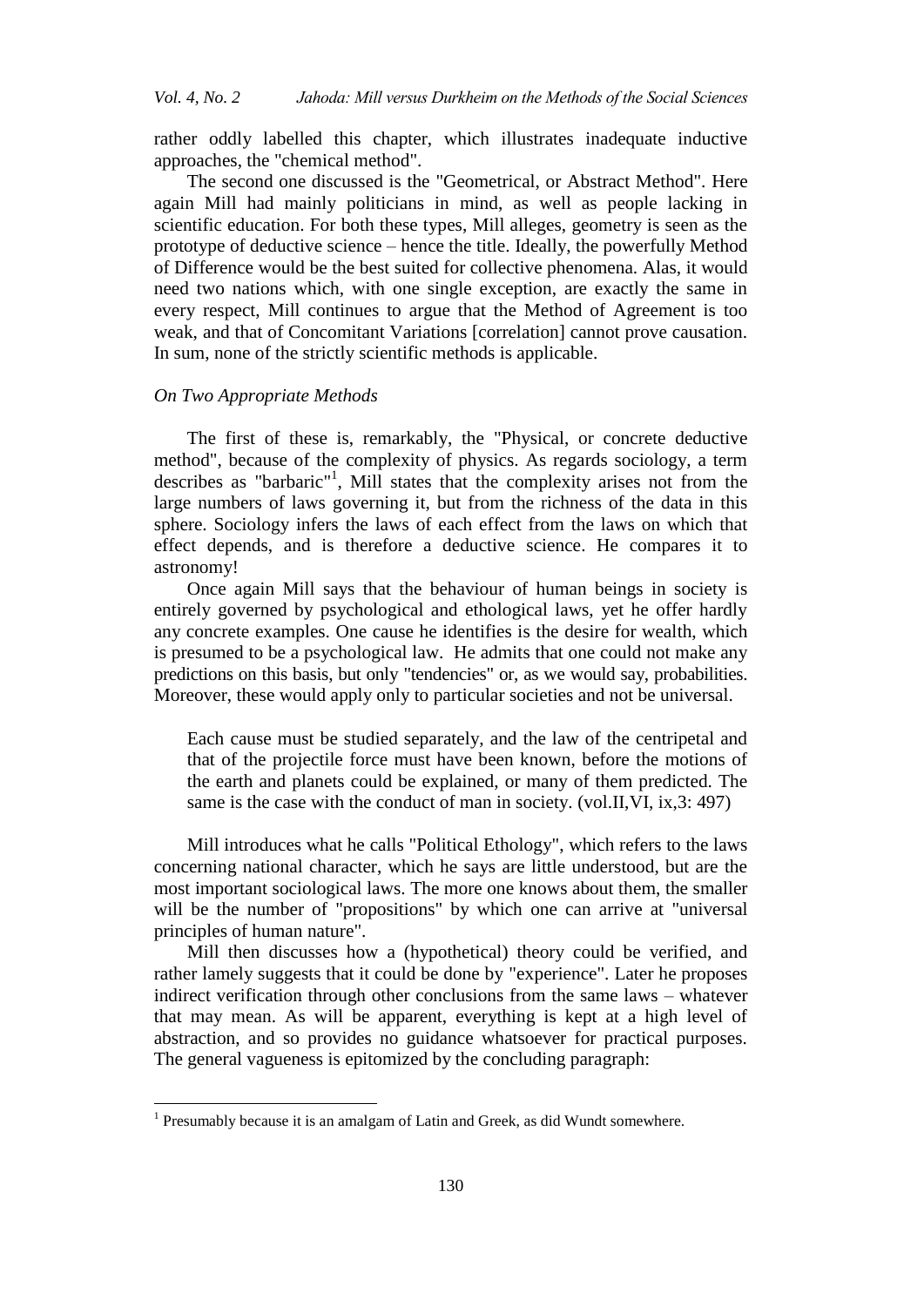rather oddly labelled this chapter, which illustrates inadequate inductive approaches, the "chemical method".

The second one discussed is the "Geometrical, or Abstract Method". Here again Mill had mainly politicians in mind, as well as people lacking in scientific education. For both these types, Mill alleges, geometry is seen as the prototype of deductive science – hence the title. Ideally, the powerfully Method of Difference would be the best suited for collective phenomena. Alas, it would need two nations which, with one single exception, are exactly the same in every respect, Mill continues to argue that the Method of Agreement is too weak, and that of Concomitant Variations [correlation] cannot prove causation. In sum, none of the strictly scientific methods is applicable.

*On Two Appropriate Methods*

The first of these is, remarkably, the "Physical, or concrete deductive method", because of the complexity of physics. As regards sociology, a term describes as "barbaric"[1], Mill states that the complexity arises not from the large numbers of laws governing it, but from the richness of the data in this sphere. Sociology infers the laws of each effect from the laws on which that effect depends, and is therefore a deductive science. He compares it to astronomy!

Once again Mill says that the behaviour of human beings in society is entirely governed by psychological and ethological laws, yet he offer hardly any concrete examples. One cause he identifies is the desire for wealth, which is presumed to be a psychological law. He admits that one could not make any predictions on this basis, but only "tendencies" or, as we would say, probabilities. Moreover, these would apply only to particular societies and not be universal.

> Each cause must be studied separately, and the law of the centripetal and that of the projectile force must have been known, before the motions of the earth and planets could be explained, or many of them predicted. The same is the case with the conduct of man in society. (vol.II,VI, ix,3: 497)

Mill introduces what he calls "Political Ethology", which refers to the laws concerning national character, which he says are little understood, but are the most important sociological laws. The more one knows about them, the smaller will be the number of "propositions" by which one can arrive at "universal principles of human nature".

Mill then discusses how a (hypothetical) theory could be verified, and rather lamely suggests that it could be done by "experience". Later he proposes indirect verification through other conclusions from the same laws – whatever that may mean. As will be apparent, everything is kept at a high level of abstraction, and so provides no guidance whatsoever for practical purposes. The general vagueness is epitomized by the concluding paragraph:

---

[1] Presumably because it is an amalgam of Latin and Greek, as did Wundt somewhere.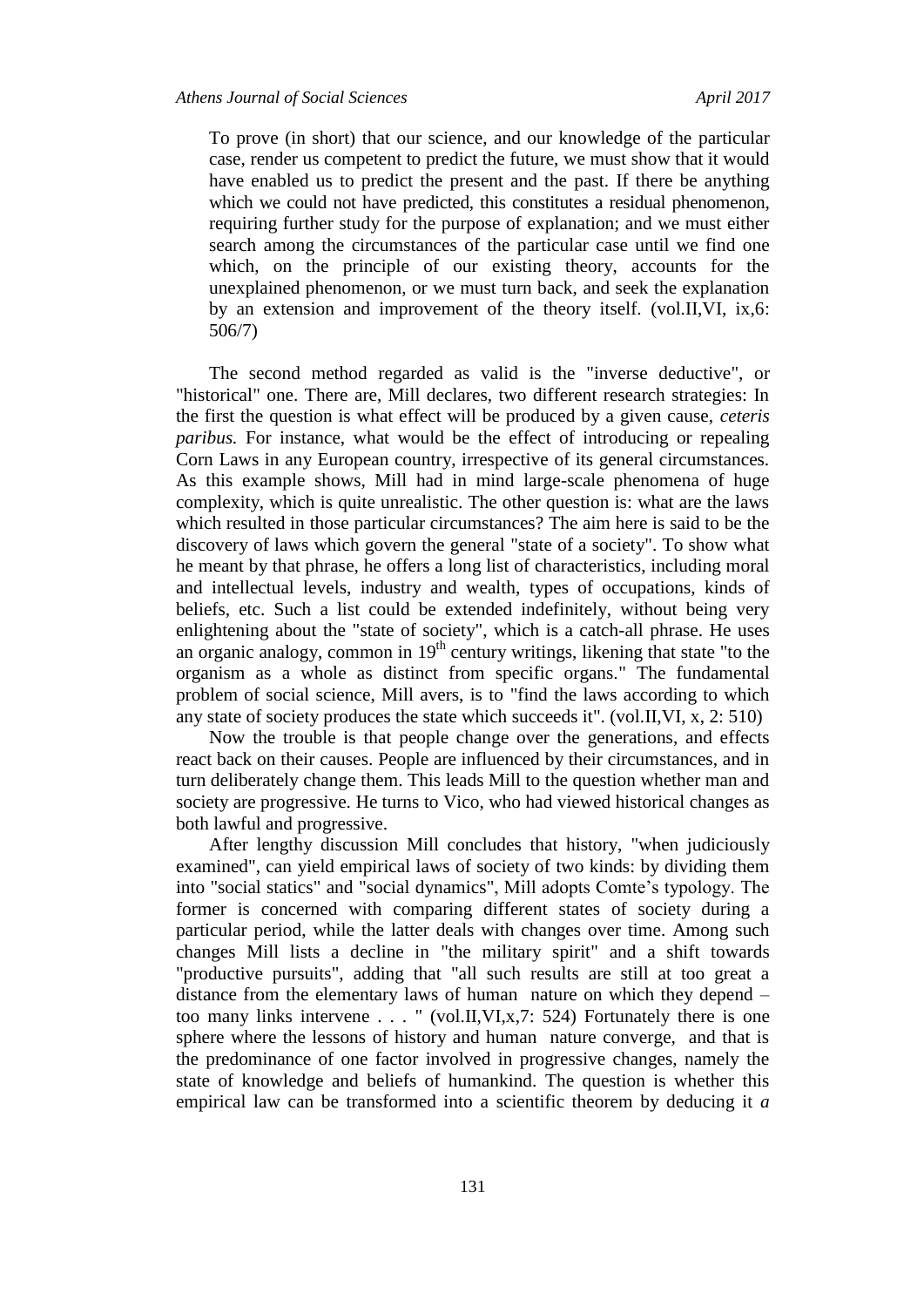> To prove (in short) that our science, and our knowledge of the particular case, render us competent to predict the future, we must show that it would have enabled us to predict the present and the past. If there be anything which we could not have predicted, this constitutes a residual phenomenon, requiring further study for the purpose of explanation; and we must either search among the circumstances of the particular case until we find one which, on the principle of our existing theory, accounts for the unexplained phenomenon, or we must turn back, and seek the explanation by an extension and improvement of the theory itself. (vol.II,VI, ix,6: 506/7)

The second method regarded as valid is the "inverse deductive", or "historical" one. There are, Mill declares, two different research strategies: In the first the question is what effect will be produced by a given cause, *ceteris paribus.* For instance, what would be the effect of introducing or repealing Corn Laws in any European country, irrespective of its general circumstances. As this example shows, Mill had in mind large-scale phenomena of huge complexity, which is quite unrealistic. The other question is: what are the laws which resulted in those particular circumstances? The aim here is said to be the discovery of laws which govern the general "state of a society". To show what he meant by that phrase, he offers a long list of characteristics, including moral and intellectual levels, industry and wealth, types of occupations, kinds of beliefs, etc. Such a list could be extended indefinitely, without being very enlightening about the "state of society", which is a catch-all phrase. He uses an organic analogy, common in 19th century writings, likening that state "to the organism as a whole as distinct from specific organs." The fundamental problem of social science, Mill avers, is to "find the laws according to which any state of society produces the state which succeeds it". (vol.II,VI, x, 2: 510)

Now the trouble is that people change over the generations, and effects react back on their causes. People are influenced by their circumstances, and in turn deliberately change them. This leads Mill to the question whether man and society are progressive. He turns to Vico, who had viewed historical changes as both lawful and progressive.

After lengthy discussion Mill concludes that history, "when judiciously examined", can yield empirical laws of society of two kinds: by dividing them into "social statics" and "social dynamics", Mill adopts Comte's typology. The former is concerned with comparing different states of society during a particular period, while the latter deals with changes over time. Among such changes Mill lists a decline in "the military spirit" and a shift towards "productive pursuits", adding that "all such results are still at too great a distance from the elementary laws of human nature on which they depend – too many links intervene . . . " (vol.II,VI,x,7: 524) Fortunately there is one sphere where the lessons of history and human nature converge, and that is the predominance of one factor involved in progressive changes, namely the state of knowledge and beliefs of humankind. The question is whether this empirical law can be transformed into a scientific theorem by deducing it *a*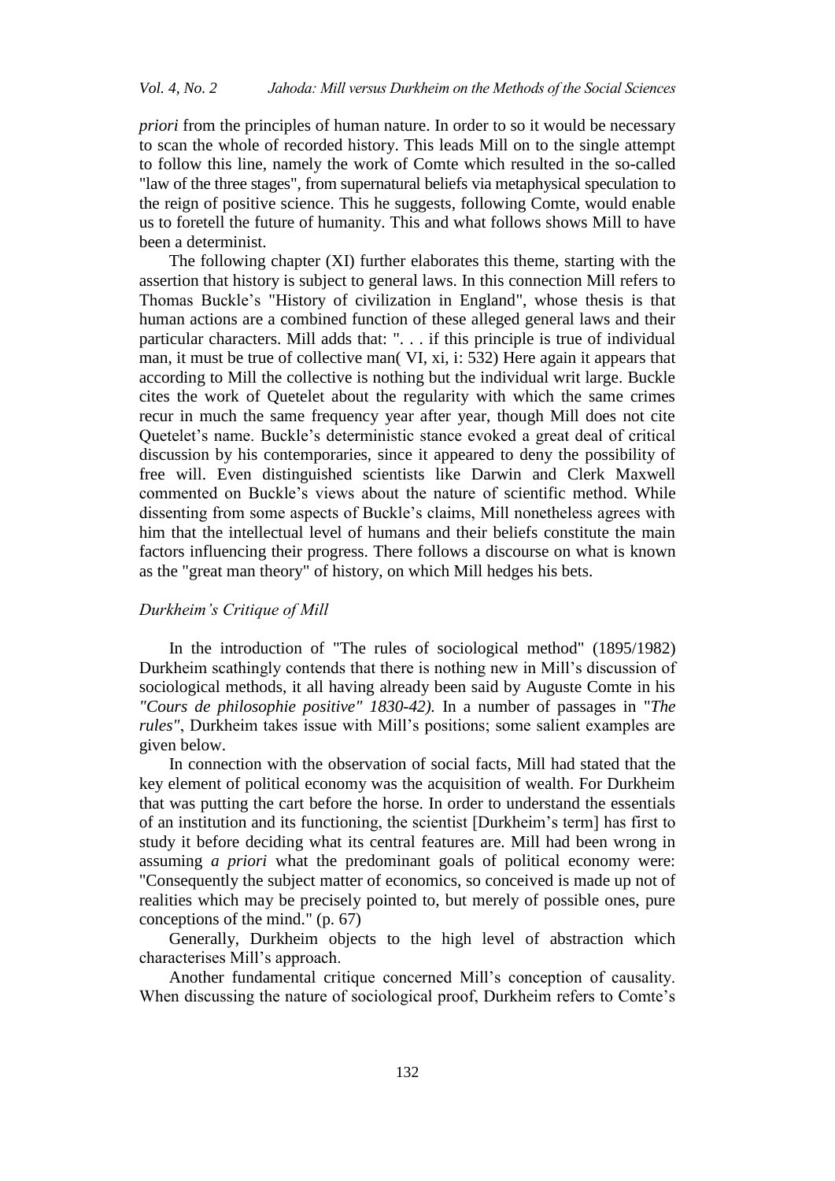*priori* from the principles of human nature. In order to so it would be necessary to scan the whole of recorded history. This leads Mill on to the single attempt to follow this line, namely the work of Comte which resulted in the so-called "law of the three stages", from supernatural beliefs via metaphysical speculation to the reign of positive science. This he suggests, following Comte, would enable us to foretell the future of humanity. This and what follows shows Mill to have been a determinist.

The following chapter (XI) further elaborates this theme, starting with the assertion that history is subject to general laws. In this connection Mill refers to Thomas Buckle's "History of civilization in England", whose thesis is that human actions are a combined function of these alleged general laws and their particular characters. Mill adds that: ". . . if this principle is true of individual man, it must be true of collective man( VI, xi, i: 532) Here again it appears that according to Mill the collective is nothing but the individual writ large. Buckle cites the work of Quetelet about the regularity with which the same crimes recur in much the same frequency year after year, though Mill does not cite Quetelet's name. Buckle's deterministic stance evoked a great deal of critical discussion by his contemporaries, since it appeared to deny the possibility of free will. Even distinguished scientists like Darwin and Clerk Maxwell commented on Buckle's views about the nature of scientific method. While dissenting from some aspects of Buckle's claims, Mill nonetheless agrees with him that the intellectual level of humans and their beliefs constitute the main factors influencing their progress. There follows a discourse on what is known as the "great man theory" of history, on which Mill hedges his bets.

### *Durkheim's Critique of Mill*

In the introduction of "The rules of sociological method" (1895/1982) Durkheim scathingly contends that there is nothing new in Mill's discussion of sociological methods, it all having already been said by Auguste Comte in his *"Cours de philosophie positive" 1830-42).* In a number of passages in "*The rules"*, Durkheim takes issue with Mill's positions; some salient examples are given below.

In connection with the observation of social facts, Mill had stated that the key element of political economy was the acquisition of wealth. For Durkheim that was putting the cart before the horse. In order to understand the essentials of an institution and its functioning, the scientist [Durkheim's term] has first to study it before deciding what its central features are. Mill had been wrong in assuming *a priori* what the predominant goals of political economy were: "Consequently the subject matter of economics, so conceived is made up not of realities which may be precisely pointed to, but merely of possible ones, pure conceptions of the mind." (p. 67)

Generally, Durkheim objects to the high level of abstraction which characterises Mill's approach.

Another fundamental critique concerned Mill's conception of causality. When discussing the nature of sociological proof, Durkheim refers to Comte's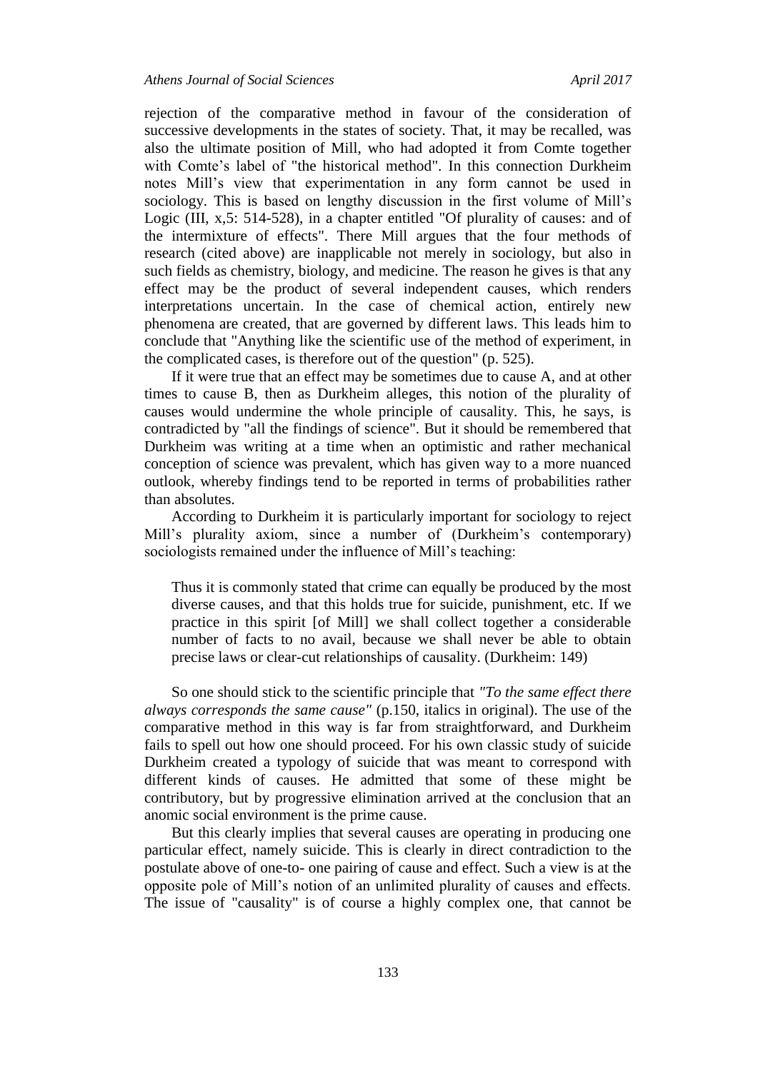rejection of the comparative method in favour of the consideration of successive developments in the states of society. That, it may be recalled, was also the ultimate position of Mill, who had adopted it from Comte together with Comte's label of "the historical method". In this connection Durkheim notes Mill's view that experimentation in any form cannot be used in sociology. This is based on lengthy discussion in the first volume of Mill's Logic (III, x,5: 514-528), in a chapter entitled "Of plurality of causes: and of the intermixture of effects". There Mill argues that the four methods of research (cited above) are inapplicable not merely in sociology, but also in such fields as chemistry, biology, and medicine. The reason he gives is that any effect may be the product of several independent causes, which renders interpretations uncertain. In the case of chemical action, entirely new phenomena are created, that are governed by different laws. This leads him to conclude that "Anything like the scientific use of the method of experiment, in the complicated cases, is therefore out of the question" (p. 525).

If it were true that an effect may be sometimes due to cause A, and at other times to cause B, then as Durkheim alleges, this notion of the plurality of causes would undermine the whole principle of causality. This, he says, is contradicted by "all the findings of science". But it should be remembered that Durkheim was writing at a time when an optimistic and rather mechanical conception of science was prevalent, which has given way to a more nuanced outlook, whereby findings tend to be reported in terms of probabilities rather than absolutes.

According to Durkheim it is particularly important for sociology to reject Mill's plurality axiom, since a number of (Durkheim's contemporary) sociologists remained under the influence of Mill's teaching:

> Thus it is commonly stated that crime can equally be produced by the most diverse causes, and that this holds true for suicide, punishment, etc. If we practice in this spirit [of Mill] we shall collect together a considerable number of facts to no avail, because we shall never be able to obtain precise laws or clear-cut relationships of causality. (Durkheim: 149)

So one should stick to the scientific principle that *"To the same effect there always corresponds the same cause"* (p.150, italics in original). The use of the comparative method in this way is far from straightforward, and Durkheim fails to spell out how one should proceed. For his own classic study of suicide Durkheim created a typology of suicide that was meant to correspond with different kinds of causes. He admitted that some of these might be contributory, but by progressive elimination arrived at the conclusion that an anomic social environment is the prime cause.

But this clearly implies that several causes are operating in producing one particular effect, namely suicide. This is clearly in direct contradiction to the postulate above of one-to- one pairing of cause and effect. Such a view is at the opposite pole of Mill's notion of an unlimited plurality of causes and effects. The issue of "causality" is of course a highly complex one, that cannot be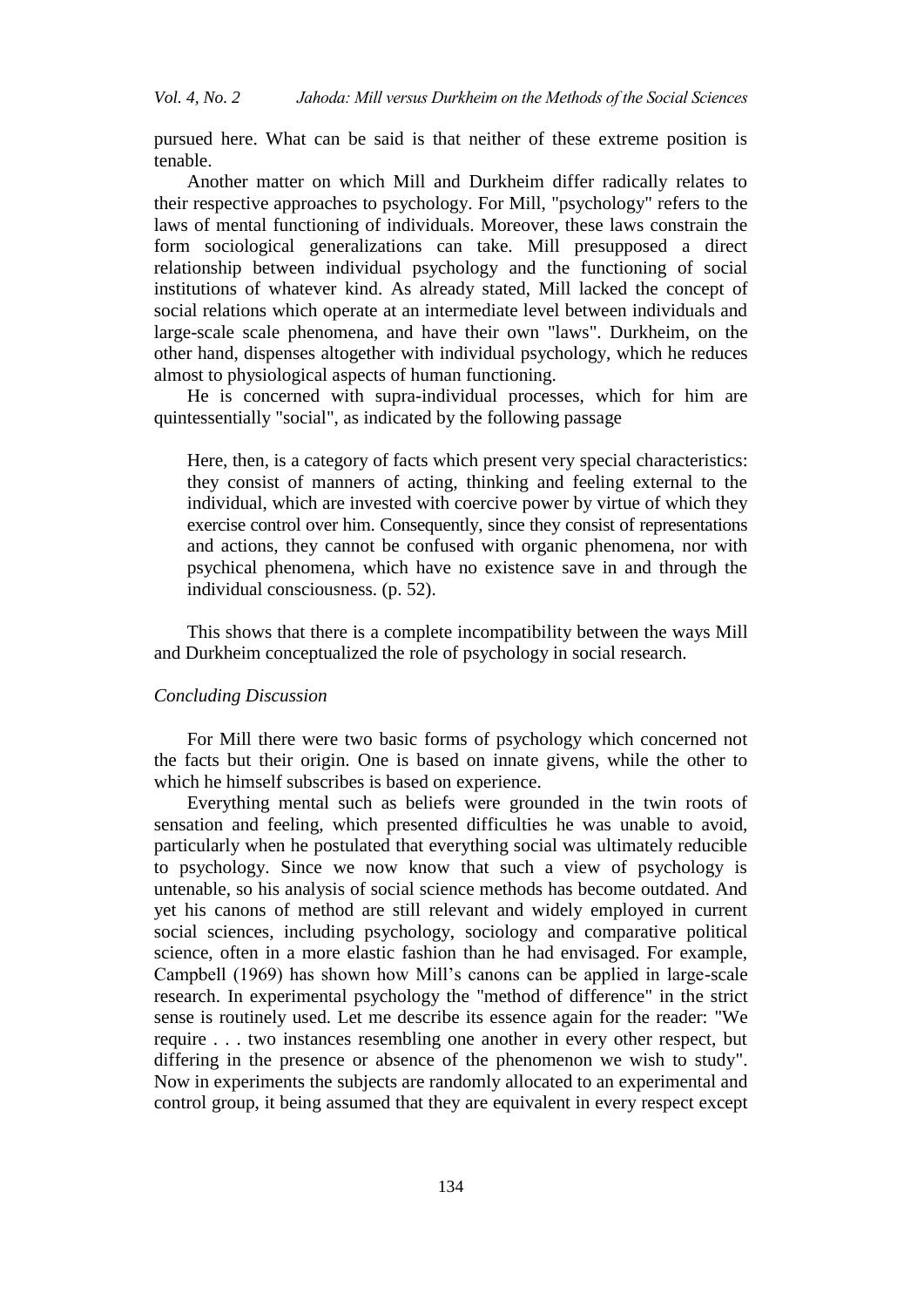pursued here. What can be said is that neither of these extreme position is tenable.

Another matter on which Mill and Durkheim differ radically relates to their respective approaches to psychology. For Mill, "psychology" refers to the laws of mental functioning of individuals. Moreover, these laws constrain the form sociological generalizations can take. Mill presupposed a direct relationship between individual psychology and the functioning of social institutions of whatever kind. As already stated, Mill lacked the concept of social relations which operate at an intermediate level between individuals and large-scale scale phenomena, and have their own "laws". Durkheim, on the other hand, dispenses altogether with individual psychology, which he reduces almost to physiological aspects of human functioning.

He is concerned with supra-individual processes, which for him are quintessentially "social", as indicated by the following passage

> Here, then, is a category of facts which present very special characteristics: they consist of manners of acting, thinking and feeling external to the individual, which are invested with coercive power by virtue of which they exercise control over him. Consequently, since they consist of representations and actions, they cannot be confused with organic phenomena, nor with psychical phenomena, which have no existence save in and through the individual consciousness. (p. 52).

This shows that there is a complete incompatibility between the ways Mill and Durkheim conceptualized the role of psychology in social research.

### *Concluding Discussion*

For Mill there were two basic forms of psychology which concerned not the facts but their origin. One is based on innate givens, while the other to which he himself subscribes is based on experience.

Everything mental such as beliefs were grounded in the twin roots of sensation and feeling, which presented difficulties he was unable to avoid, particularly when he postulated that everything social was ultimately reducible to psychology. Since we now know that such a view of psychology is untenable, so his analysis of social science methods has become outdated. And yet his canons of method are still relevant and widely employed in current social sciences, including psychology, sociology and comparative political science, often in a more elastic fashion than he had envisaged. For example, Campbell (1969) has shown how Mill's canons can be applied in large-scale research. In experimental psychology the "method of difference" in the strict sense is routinely used. Let me describe its essence again for the reader: "We require . . . two instances resembling one another in every other respect, but differing in the presence or absence of the phenomenon we wish to study". Now in experiments the subjects are randomly allocated to an experimental and control group, it being assumed that they are equivalent in every respect except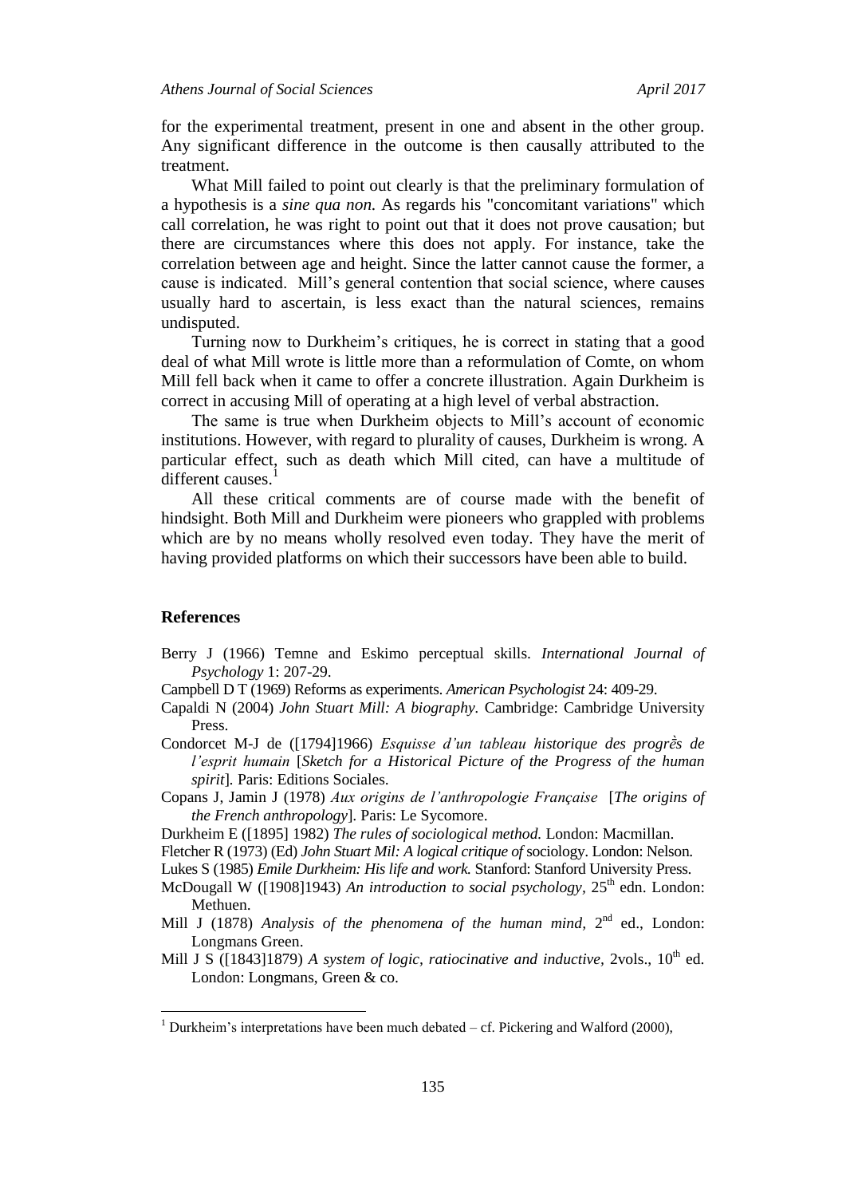for the experimental treatment, present in one and absent in the other group. Any significant difference in the outcome is then causally attributed to the treatment.

What Mill failed to point out clearly is that the preliminary formulation of a hypothesis is a *sine qua non.* As regards his "concomitant variations" which call correlation, he was right to point out that it does not prove causation; but there are circumstances where this does not apply. For instance, take the correlation between age and height. Since the latter cannot cause the former, a cause is indicated. Mill's general contention that social science, where causes usually hard to ascertain, is less exact than the natural sciences, remains undisputed.

Turning now to Durkheim's critiques, he is correct in stating that a good deal of what Mill wrote is little more than a reformulation of Comte, on whom Mill fell back when it came to offer a concrete illustration. Again Durkheim is correct in accusing Mill of operating at a high level of verbal abstraction.

The same is true when Durkheim objects to Mill's account of economic institutions. However, with regard to plurality of causes, Durkheim is wrong. A particular effect, such as death which Mill cited, can have a multitude of different causes.[1]

All these critical comments are of course made with the benefit of hindsight. Both Mill and Durkheim were pioneers who grappled with problems which are by no means wholly resolved even today. They have the merit of having provided platforms on which their successors have been able to build.

## References

Berry J (1966) Temne and Eskimo perceptual skills. *International Journal of Psychology* 1: 207-29.

Campbell D T (1969) Reforms as experiments. *American Psychologist* 24: 409-29.

Capaldi N (2004) *John Stuart Mill: A biography.* Cambridge: Cambridge University Press.

Condorcet M-J de ([1794]1966) *Esquisse d'un tableau historique des progrès de l'esprit humain* [*Sketch for a Historical Picture of the Progress of the human spirit*]. Paris: Editions Sociales.

Copans J, Jamin J (1978) *Aux origins de l'anthropologie Française* [*The origins of the French anthropology*]. Paris: Le Sycomore.

Durkheim E ([1895] 1982) *The rules of sociological method.* London: Macmillan.

Fletcher R (1973) (Ed) *John Stuart Mil: A logical critique of* sociology. London: Nelson.

Lukes S (1985) *Emile Durkheim: His life and work.* Stanford: Stanford University Press.

McDougall W ([1908]1943) *An introduction to social psychology*, 25th edn. London: Methuen.

Mill J (1878) *Analysis of the phenomena of the human mind*, 2nd ed., London: Longmans Green.

Mill J S ([1843]1879) *A system of logic, ratiocinative and inductive*, 2vols., 10th ed. London: Longmans, Green & co.

---

[1] Durkheim's interpretations have been much debated – cf. Pickering and Walford (2000),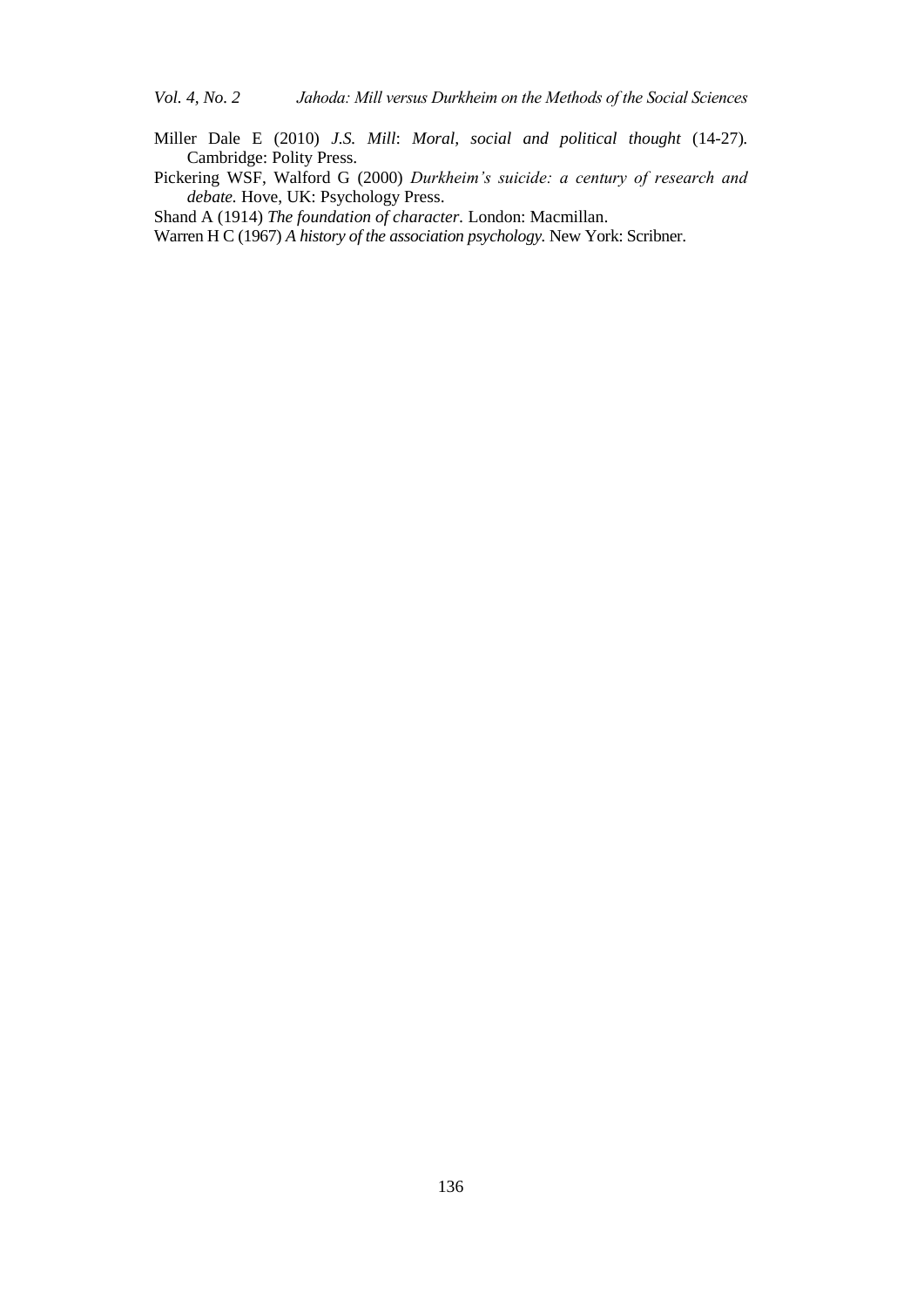Miller Dale E (2010) *J.S. Mill*: *Moral, social and political thought* (14-27). Cambridge: Polity Press.

Pickering WSF, Walford G (2000) *Durkheim's suicide: a century of research and debate.* Hove, UK: Psychology Press.

Shand A (1914) *The foundation of character.* London: Macmillan.

Warren H C (1967) *A history of the association psychology.* New York: Scribner.